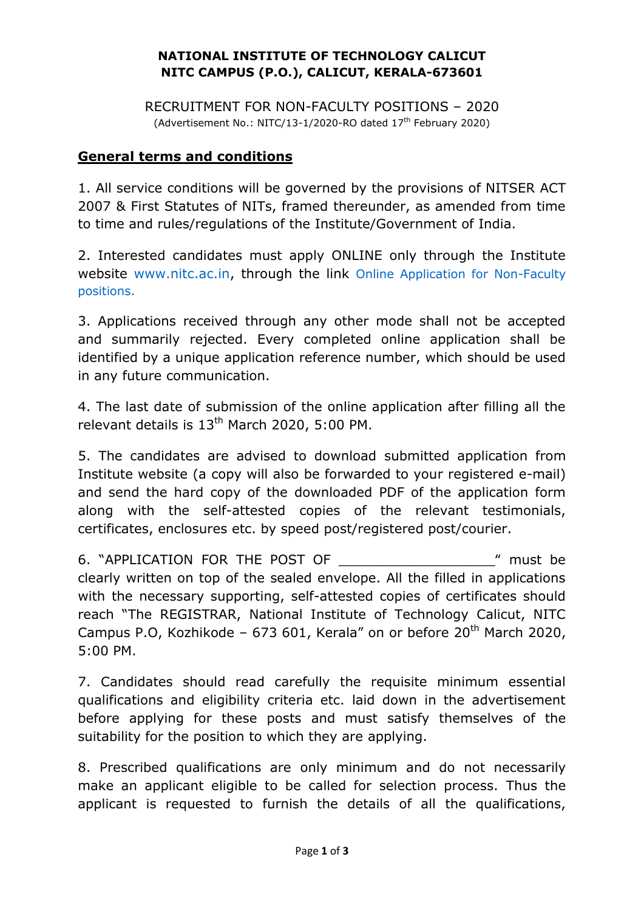**NATIONAL INSTITUTE OF TECHNOLOGY CALICUT**
**NITC CAMPUS (P.O.), CALICUT, KERALA-673601**

RECRUITMENT FOR NON-FACULTY POSITIONS – 2020
(Advertisement No.: NITC/13-1/2020-RO dated 17th February 2020)

## General terms and conditions

1. All service conditions will be governed by the provisions of NITSER ACT 2007 & First Statutes of NITs, framed thereunder, as amended from time to time and rules/regulations of the Institute/Government of India.

2. Interested candidates must apply ONLINE only through the Institute website www.nitc.ac.in, through the link Online Application for Non-Faculty positions.

3. Applications received through any other mode shall not be accepted and summarily rejected. Every completed online application shall be identified by a unique application reference number, which should be used in any future communication.

4. The last date of submission of the online application after filling all the relevant details is 13th March 2020, 5:00 PM.

5. The candidates are advised to download submitted application from Institute website (a copy will also be forwarded to your registered e-mail) and send the hard copy of the downloaded PDF of the application form along with the self-attested copies of the relevant testimonials, certificates, enclosures etc. by speed post/registered post/courier.

6. "APPLICATION FOR THE POST OF ___________________" must be clearly written on top of the sealed envelope. All the filled in applications with the necessary supporting, self-attested copies of certificates should reach "The REGISTRAR, National Institute of Technology Calicut, NITC Campus P.O, Kozhikode – 673 601, Kerala" on or before 20th March 2020, 5:00 PM.

7. Candidates should read carefully the requisite minimum essential qualifications and eligibility criteria etc. laid down in the advertisement before applying for these posts and must satisfy themselves of the suitability for the position to which they are applying.

8. Prescribed qualifications are only minimum and do not necessarily make an applicant eligible to be called for selection process. Thus the applicant is requested to furnish the details of all the qualifications,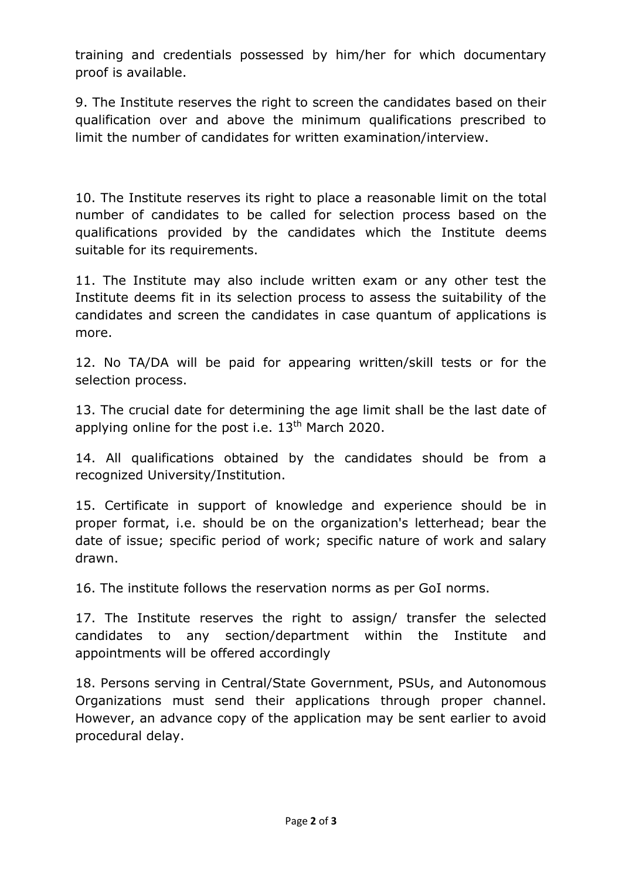training and credentials possessed by him/her for which documentary proof is available.

9. The Institute reserves the right to screen the candidates based on their qualification over and above the minimum qualifications prescribed to limit the number of candidates for written examination/interview.

10. The Institute reserves its right to place a reasonable limit on the total number of candidates to be called for selection process based on the qualifications provided by the candidates which the Institute deems suitable for its requirements.

11. The Institute may also include written exam or any other test the Institute deems fit in its selection process to assess the suitability of the candidates and screen the candidates in case quantum of applications is more.

12. No TA/DA will be paid for appearing written/skill tests or for the selection process.

13. The crucial date for determining the age limit shall be the last date of applying online for the post i.e. 13th March 2020.

14. All qualifications obtained by the candidates should be from a recognized University/Institution.

15. Certificate in support of knowledge and experience should be in proper format, i.e. should be on the organization's letterhead; bear the date of issue; specific period of work; specific nature of work and salary drawn.

16. The institute follows the reservation norms as per GoI norms.

17. The Institute reserves the right to assign/ transfer the selected candidates to any section/department within the Institute and appointments will be offered accordingly

18. Persons serving in Central/State Government, PSUs, and Autonomous Organizations must send their applications through proper channel. However, an advance copy of the application may be sent earlier to avoid procedural delay.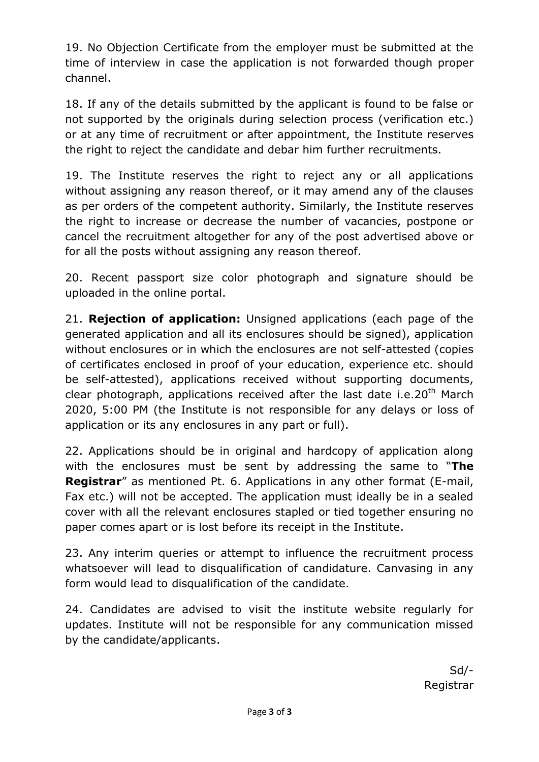19. No Objection Certificate from the employer must be submitted at the time of interview in case the application is not forwarded though proper channel.

18. If any of the details submitted by the applicant is found to be false or not supported by the originals during selection process (verification etc.) or at any time of recruitment or after appointment, the Institute reserves the right to reject the candidate and debar him further recruitments.

19. The Institute reserves the right to reject any or all applications without assigning any reason thereof, or it may amend any of the clauses as per orders of the competent authority. Similarly, the Institute reserves the right to increase or decrease the number of vacancies, postpone or cancel the recruitment altogether for any of the post advertised above or for all the posts without assigning any reason thereof.

20. Recent passport size color photograph and signature should be uploaded in the online portal.

21. **Rejection of application:** Unsigned applications (each page of the generated application and all its enclosures should be signed), application without enclosures or in which the enclosures are not self-attested (copies of certificates enclosed in proof of your education, experience etc. should be self-attested), applications received without supporting documents, clear photograph, applications received after the last date i.e.20th March 2020, 5:00 PM (the Institute is not responsible for any delays or loss of application or its any enclosures in any part or full).

22. Applications should be in original and hardcopy of application along with the enclosures must be sent by addressing the same to "**The Registrar**" as mentioned Pt. 6. Applications in any other format (E-mail, Fax etc.) will not be accepted. The application must ideally be in a sealed cover with all the relevant enclosures stapled or tied together ensuring no paper comes apart or is lost before its receipt in the Institute.

23. Any interim queries or attempt to influence the recruitment process whatsoever will lead to disqualification of candidature. Canvasing in any form would lead to disqualification of the candidate.

24. Candidates are advised to visit the institute website regularly for updates. Institute will not be responsible for any communication missed by the candidate/applicants.

Sd/-
Registrar